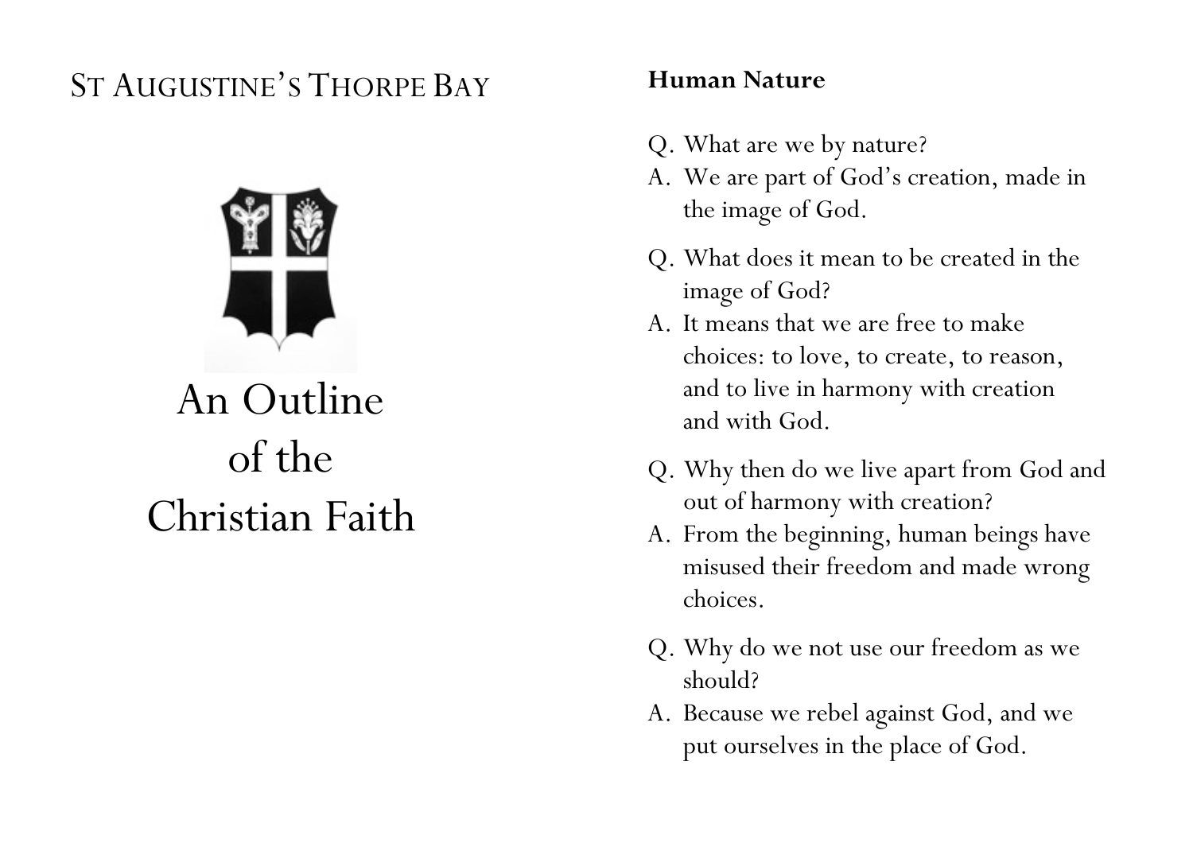ST AUGUSTINE'S THORPE BAY

# An Outline of the Christian Faith

## Human Nature

Q. What are we by nature?
A. We are part of God's creation, made in the image of God.

Q. What does it mean to be created in the image of God?
A. It means that we are free to make choices: to love, to create, to reason, and to live in harmony with creation and with God.

Q. Why then do we live apart from God and out of harmony with creation?
A. From the beginning, human beings have misused their freedom and made wrong choices.

Q. Why do we not use our freedom as we should?
A. Because we rebel against God, and we put ourselves in the place of God.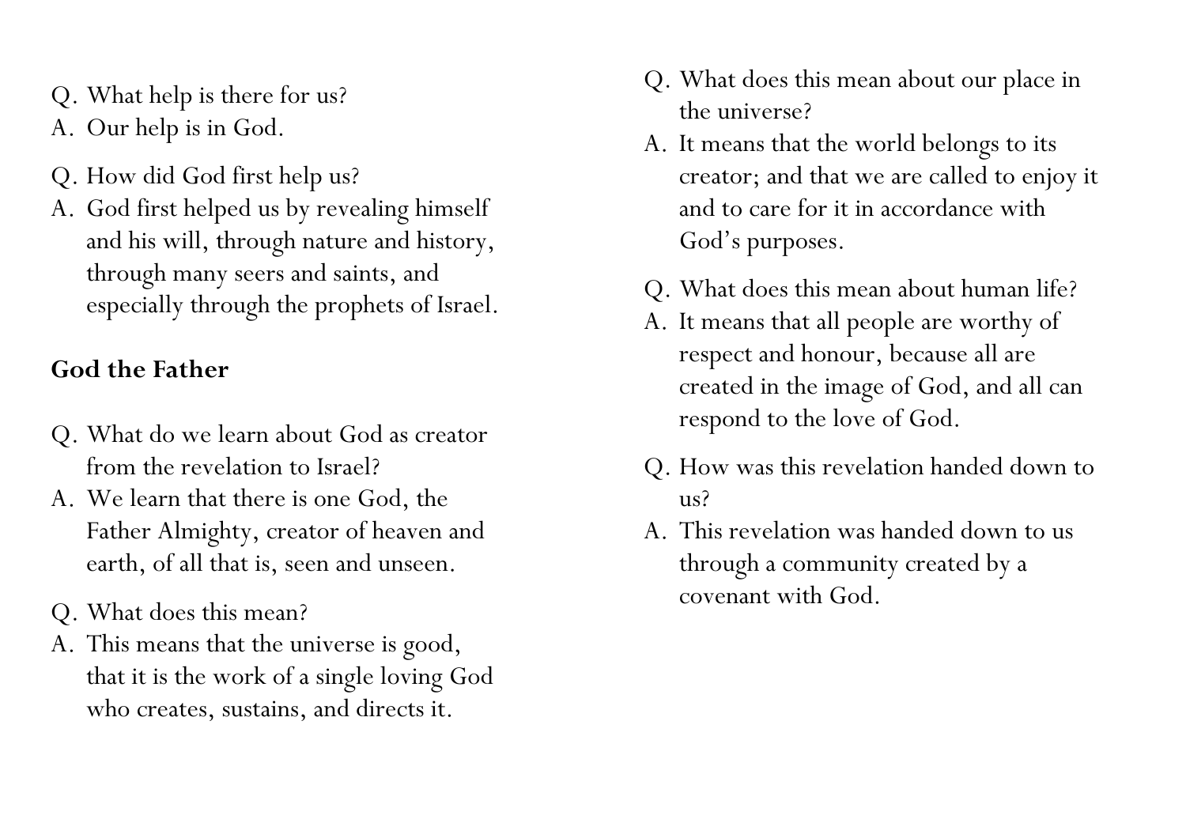Q. What help is there for us?
A. Our help is in God.

Q. How did God first help us?
A. God first helped us by revealing himself and his will, through nature and history, through many seers and saints, and especially through the prophets of Israel.

**God the Father**

Q. What do we learn about God as creator from the revelation to Israel?
A. We learn that there is one God, the Father Almighty, creator of heaven and earth, of all that is, seen and unseen.

Q. What does this mean?
A. This means that the universe is good, that it is the work of a single loving God who creates, sustains, and directs it.

Q. What does this mean about our place in the universe?
A. It means that the world belongs to its creator; and that we are called to enjoy it and to care for it in accordance with God's purposes.

Q. What does this mean about human life?
A. It means that all people are worthy of respect and honour, because all are created in the image of God, and all can respond to the love of God.

Q. How was this revelation handed down to us?
A. This revelation was handed down to us through a community created by a covenant with God.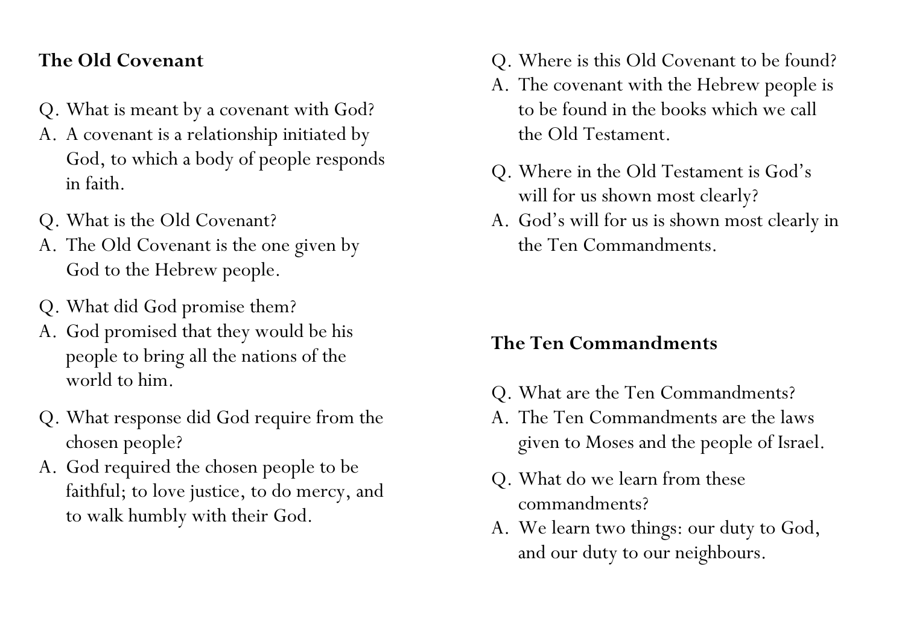## The Old Covenant

Q. What is meant by a covenant with God?
A. A covenant is a relationship initiated by God, to which a body of people responds in faith.

Q. What is the Old Covenant?
A. The Old Covenant is the one given by God to the Hebrew people.

Q. What did God promise them?
A. God promised that they would be his people to bring all the nations of the world to him.

Q. What response did God require from the chosen people?
A. God required the chosen people to be faithful; to love justice, to do mercy, and to walk humbly with their God.

Q. Where is this Old Covenant to be found?
A. The covenant with the Hebrew people is to be found in the books which we call the Old Testament.

Q. Where in the Old Testament is God's will for us shown most clearly?
A. God's will for us is shown most clearly in the Ten Commandments.

## The Ten Commandments

Q. What are the Ten Commandments?
A. The Ten Commandments are the laws given to Moses and the people of Israel.

Q. What do we learn from these commandments?
A. We learn two things: our duty to God, and our duty to our neighbours.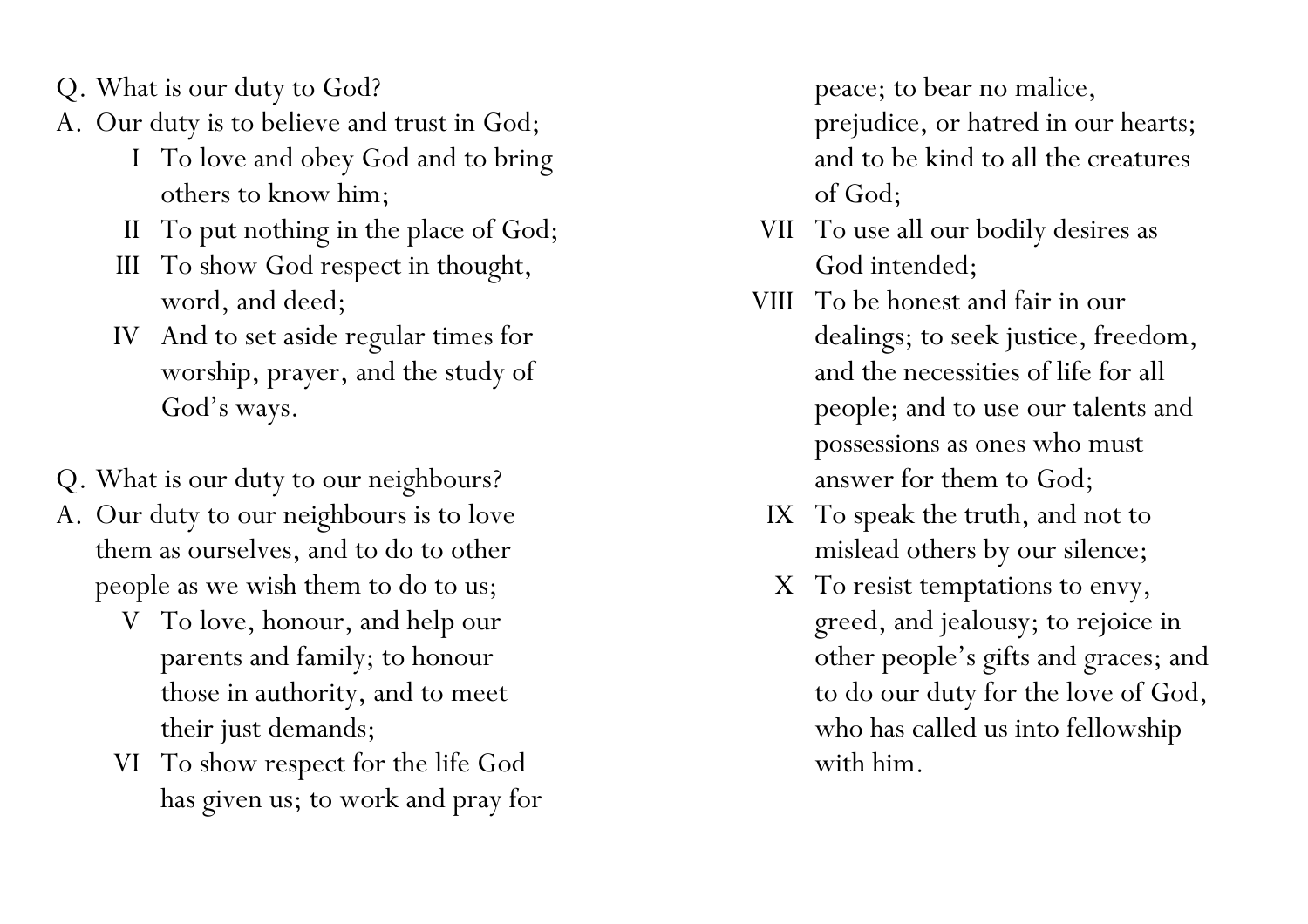Q. What is our duty to God?

A. Our duty is to believe and trust in God;

- I To love and obey God and to bring others to know him;
- II To put nothing in the place of God;
- III To show God respect in thought, word, and deed;
- IV And to set aside regular times for worship, prayer, and the study of God's ways.

Q. What is our duty to our neighbours?

A. Our duty to our neighbours is to love them as ourselves, and to do to other people as we wish them to do to us;

- V To love, honour, and help our parents and family; to honour those in authority, and to meet their just demands;
- VI To show respect for the life God has given us; to work and pray for peace; to bear no malice, prejudice, or hatred in our hearts; and to be kind to all the creatures of God;
- VII To use all our bodily desires as God intended;
- VIII To be honest and fair in our dealings; to seek justice, freedom, and the necessities of life for all people; and to use our talents and possessions as ones who must answer for them to God;
- IX To speak the truth, and not to mislead others by our silence;
- X To resist temptations to envy, greed, and jealousy; to rejoice in other people's gifts and graces; and to do our duty for the love of God, who has called us into fellowship with him.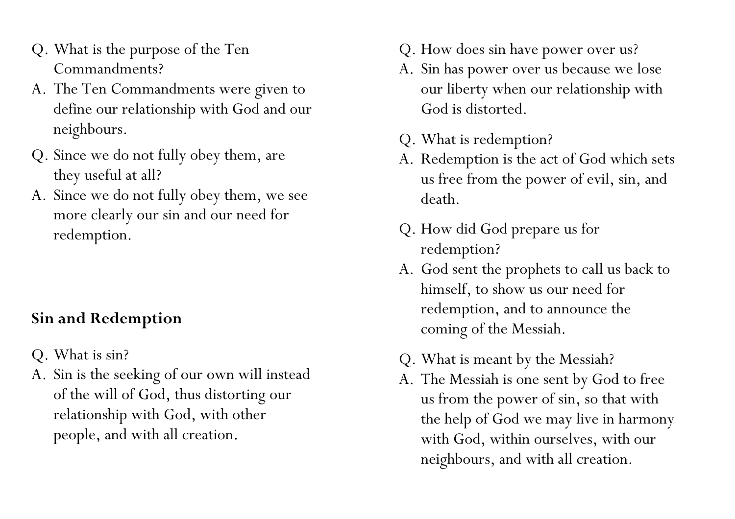Q. What is the purpose of the Ten Commandments?

A. The Ten Commandments were given to define our relationship with God and our neighbours.

Q. Since we do not fully obey them, are they useful at all?

A. Since we do not fully obey them, we see more clearly our sin and our need for redemption.

## Sin and Redemption

Q. What is sin?

A. Sin is the seeking of our own will instead of the will of God, thus distorting our relationship with God, with other people, and with all creation.

Q. How does sin have power over us?

A. Sin has power over us because we lose our liberty when our relationship with God is distorted.

Q. What is redemption?

A. Redemption is the act of God which sets us free from the power of evil, sin, and death.

Q. How did God prepare us for redemption?

A. God sent the prophets to call us back to himself, to show us our need for redemption, and to announce the coming of the Messiah.

Q. What is meant by the Messiah?

A. The Messiah is one sent by God to free us from the power of sin, so that with the help of God we may live in harmony with God, within ourselves, with our neighbours, and with all creation.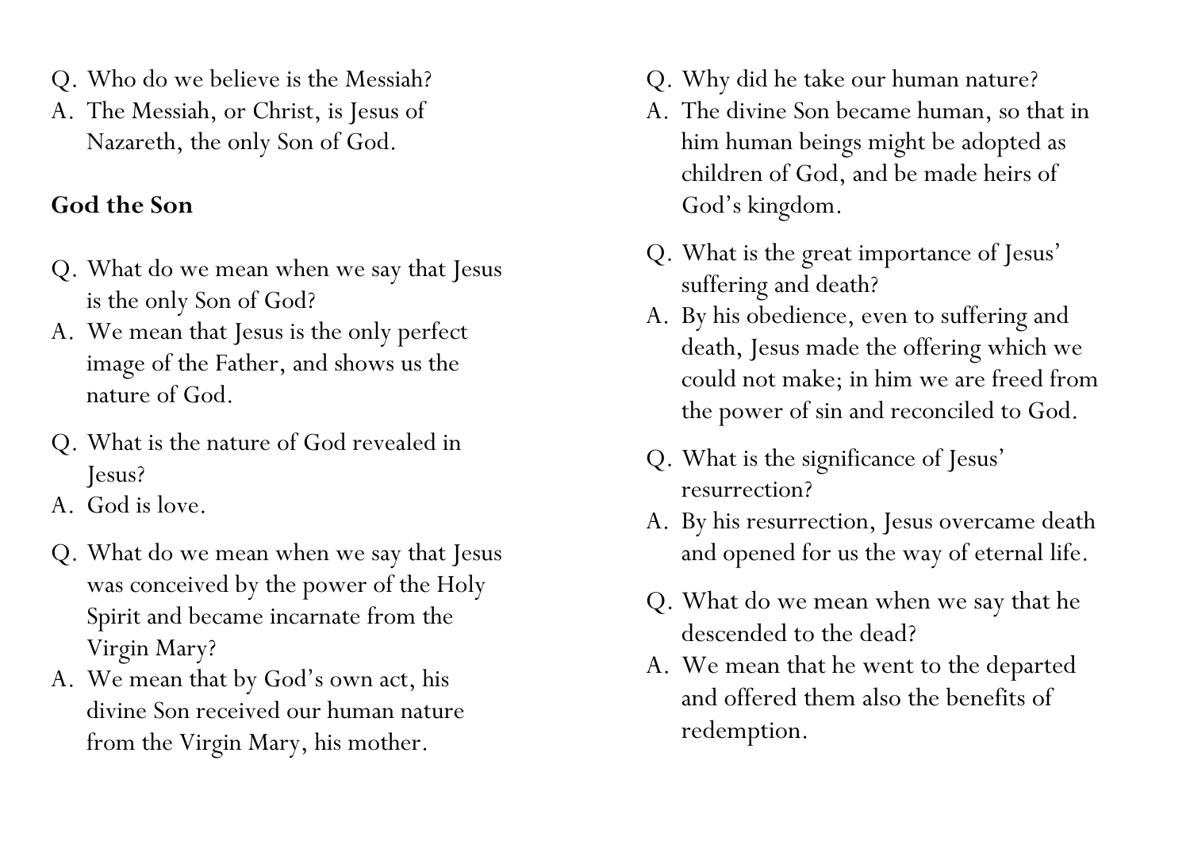Q. Who do we believe is the Messiah?
A. The Messiah, or Christ, is Jesus of Nazareth, the only Son of God.

**God the Son**

Q. What do we mean when we say that Jesus is the only Son of God?
A. We mean that Jesus is the only perfect image of the Father, and shows us the nature of God.

Q. What is the nature of God revealed in Jesus?
A. God is love.

Q. What do we mean when we say that Jesus was conceived by the power of the Holy Spirit and became incarnate from the Virgin Mary?
A. We mean that by God's own act, his divine Son received our human nature from the Virgin Mary, his mother.

Q. Why did he take our human nature?
A. The divine Son became human, so that in him human beings might be adopted as children of God, and be made heirs of God's kingdom.

Q. What is the great importance of Jesus' suffering and death?
A. By his obedience, even to suffering and death, Jesus made the offering which we could not make; in him we are freed from the power of sin and reconciled to God.

Q. What is the significance of Jesus' resurrection?
A. By his resurrection, Jesus overcame death and opened for us the way of eternal life.

Q. What do we mean when we say that he descended to the dead?
A. We mean that he went to the departed and offered them also the benefits of redemption.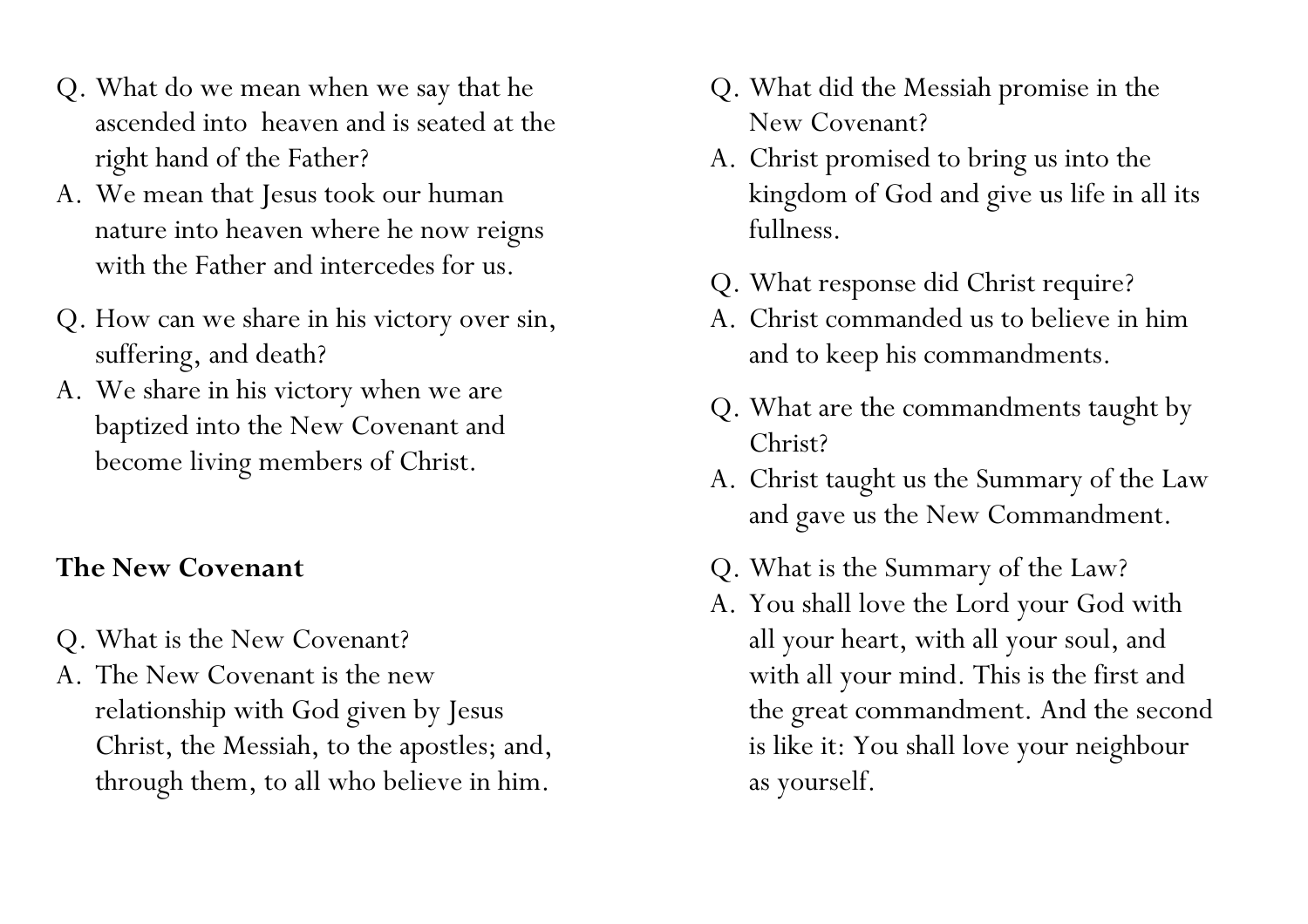Q. What do we mean when we say that he ascended into heaven and is seated at the right hand of the Father?

A. We mean that Jesus took our human nature into heaven where he now reigns with the Father and intercedes for us.

Q. How can we share in his victory over sin, suffering, and death?

A. We share in his victory when we are baptized into the New Covenant and become living members of Christ.

**The New Covenant**

Q. What is the New Covenant?

A. The New Covenant is the new relationship with God given by Jesus Christ, the Messiah, to the apostles; and, through them, to all who believe in him.

Q. What did the Messiah promise in the New Covenant?

A. Christ promised to bring us into the kingdom of God and give us life in all its fullness.

Q. What response did Christ require?

A. Christ commanded us to believe in him and to keep his commandments.

Q. What are the commandments taught by Christ?

A. Christ taught us the Summary of the Law and gave us the New Commandment.

Q. What is the Summary of the Law?

A. You shall love the Lord your God with all your heart, with all your soul, and with all your mind. This is the first and the great commandment. And the second is like it: You shall love your neighbour as yourself.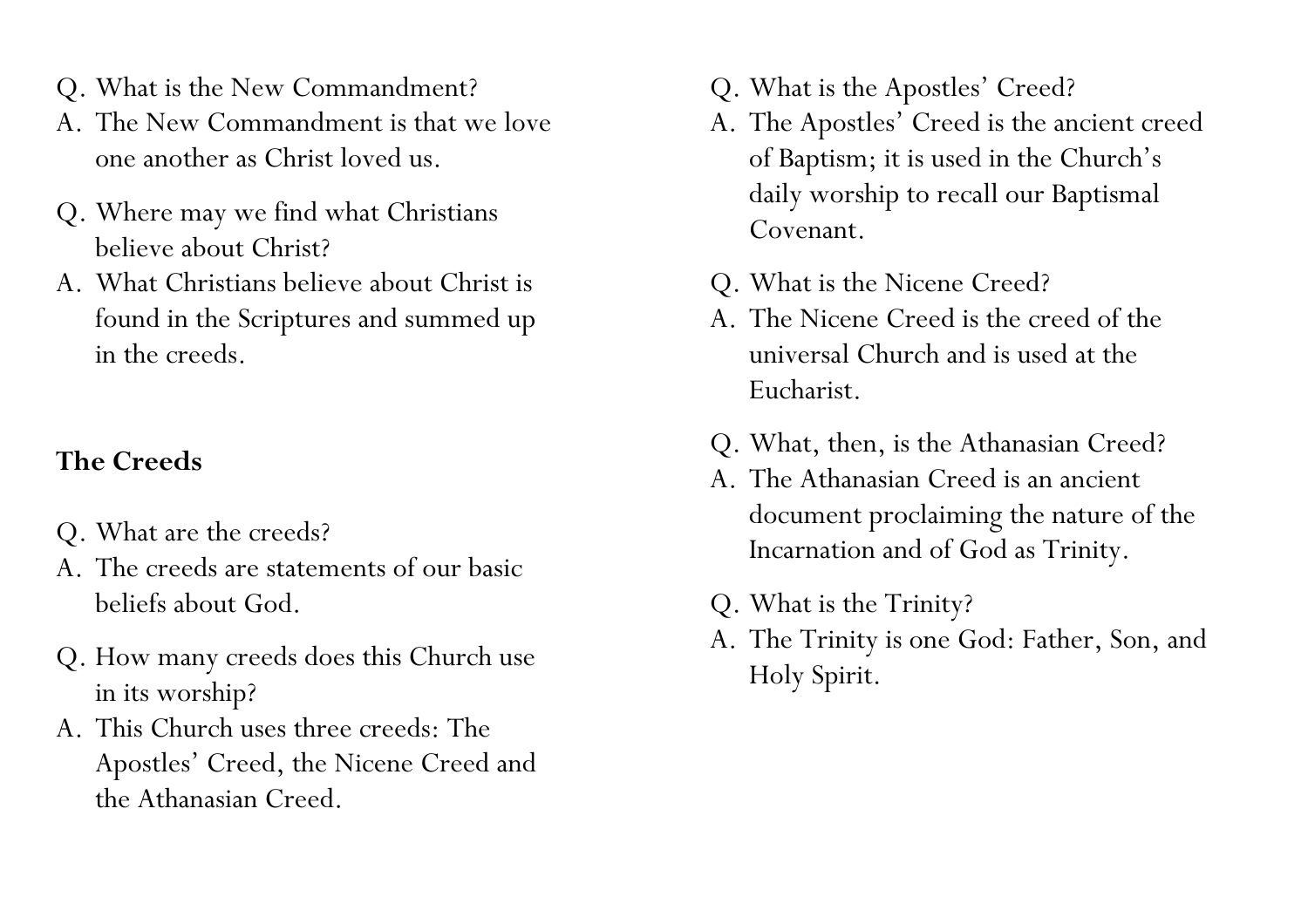Q. What is the New Commandment?
A. The New Commandment is that we love one another as Christ loved us.

Q. Where may we find what Christians believe about Christ?
A. What Christians believe about Christ is found in the Scriptures and summed up in the creeds.

## The Creeds

Q. What are the creeds?
A. The creeds are statements of our basic beliefs about God.

Q. How many creeds does this Church use in its worship?
A. This Church uses three creeds: The Apostles' Creed, the Nicene Creed and the Athanasian Creed.

Q. What is the Apostles' Creed?
A. The Apostles' Creed is the ancient creed of Baptism; it is used in the Church's daily worship to recall our Baptismal Covenant.

Q. What is the Nicene Creed?
A. The Nicene Creed is the creed of the universal Church and is used at the Eucharist.

Q. What, then, is the Athanasian Creed?
A. The Athanasian Creed is an ancient document proclaiming the nature of the Incarnation and of God as Trinity.

Q. What is the Trinity?
A. The Trinity is one God: Father, Son, and Holy Spirit.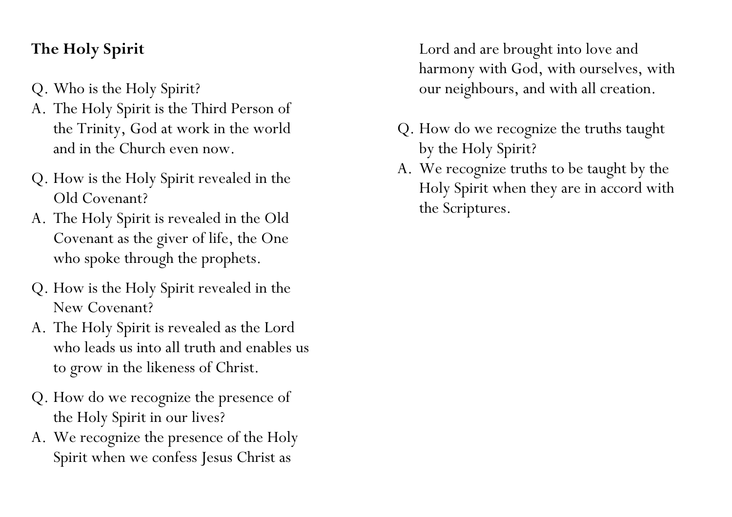**The Holy Spirit**

Q. Who is the Holy Spirit?
A. The Holy Spirit is the Third Person of the Trinity, God at work in the world and in the Church even now.

Q. How is the Holy Spirit revealed in the Old Covenant?
A. The Holy Spirit is revealed in the Old Covenant as the giver of life, the One who spoke through the prophets.

Q. How is the Holy Spirit revealed in the New Covenant?
A. The Holy Spirit is revealed as the Lord who leads us into all truth and enables us to grow in the likeness of Christ.

Q. How do we recognize the presence of the Holy Spirit in our lives?
A. We recognize the presence of the Holy Spirit when we confess Jesus Christ as Lord and are brought into love and harmony with God, with ourselves, with our neighbours, and with all creation.

Q. How do we recognize the truths taught by the Holy Spirit?
A. We recognize truths to be taught by the Holy Spirit when they are in accord with the Scriptures.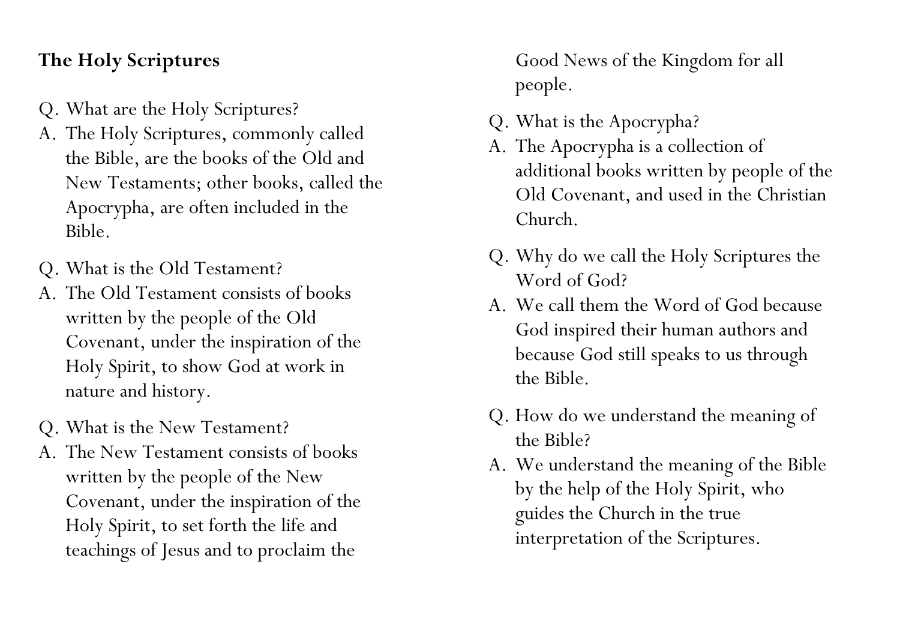**The Holy Scriptures**

Q. What are the Holy Scriptures?

A. The Holy Scriptures, commonly called the Bible, are the books of the Old and New Testaments; other books, called the Apocrypha, are often included in the Bible.

Q. What is the Old Testament?

A. The Old Testament consists of books written by the people of the Old Covenant, under the inspiration of the Holy Spirit, to show God at work in nature and history.

Q. What is the New Testament?

A. The New Testament consists of books written by the people of the New Covenant, under the inspiration of the Holy Spirit, to set forth the life and teachings of Jesus and to proclaim the Good News of the Kingdom for all people.

Q. What is the Apocrypha?

A. The Apocrypha is a collection of additional books written by people of the Old Covenant, and used in the Christian Church.

Q. Why do we call the Holy Scriptures the Word of God?

A. We call them the Word of God because God inspired their human authors and because God still speaks to us through the Bible.

Q. How do we understand the meaning of the Bible?

A. We understand the meaning of the Bible by the help of the Holy Spirit, who guides the Church in the true interpretation of the Scriptures.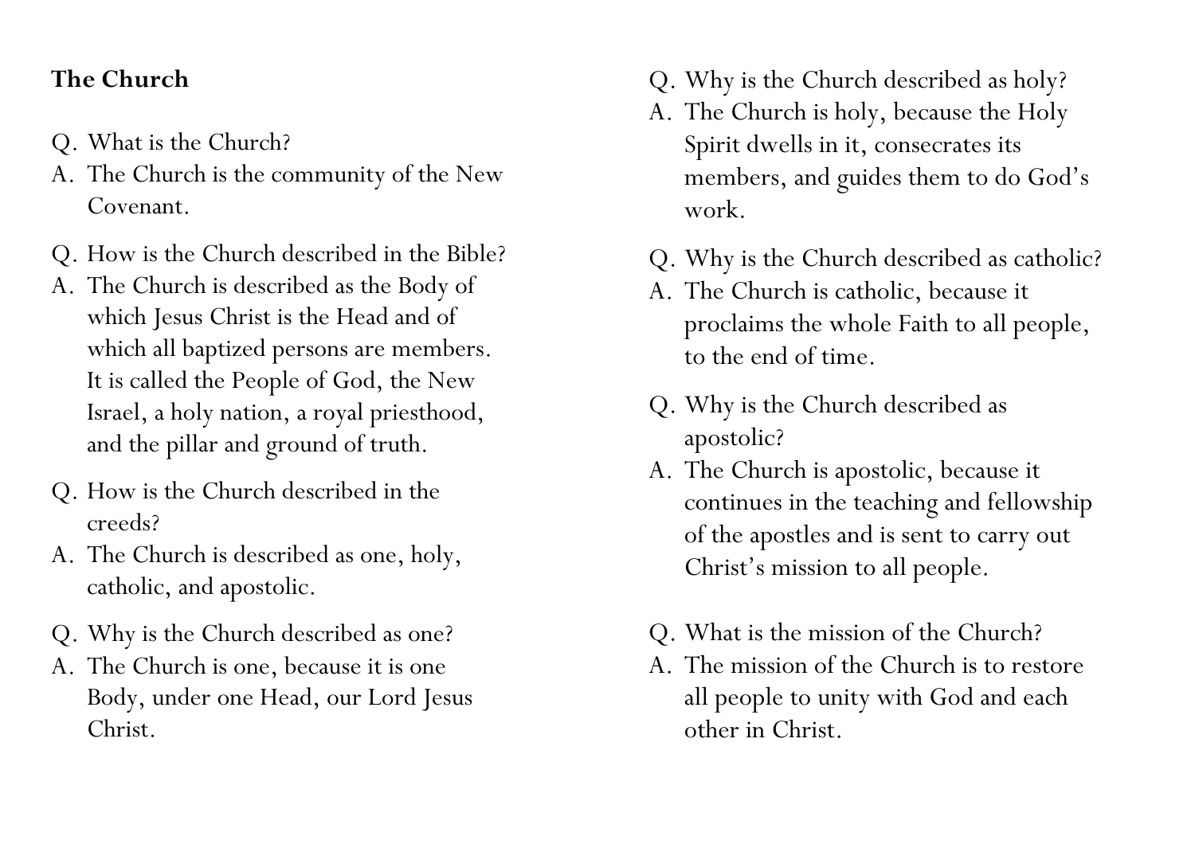**The Church**

Q. What is the Church?
A. The Church is the community of the New Covenant.

Q. How is the Church described in the Bible?
A. The Church is described as the Body of which Jesus Christ is the Head and of which all baptized persons are members. It is called the People of God, the New Israel, a holy nation, a royal priesthood, and the pillar and ground of truth.

Q. How is the Church described in the creeds?
A. The Church is described as one, holy, catholic, and apostolic.

Q. Why is the Church described as one?
A. The Church is one, because it is one Body, under one Head, our Lord Jesus Christ.

Q. Why is the Church described as holy?
A. The Church is holy, because the Holy Spirit dwells in it, consecrates its members, and guides them to do God's work.

Q. Why is the Church described as catholic?
A. The Church is catholic, because it proclaims the whole Faith to all people, to the end of time.

Q. Why is the Church described as apostolic?
A. The Church is apostolic, because it continues in the teaching and fellowship of the apostles and is sent to carry out Christ's mission to all people.

Q. What is the mission of the Church?
A. The mission of the Church is to restore all people to unity with God and each other in Christ.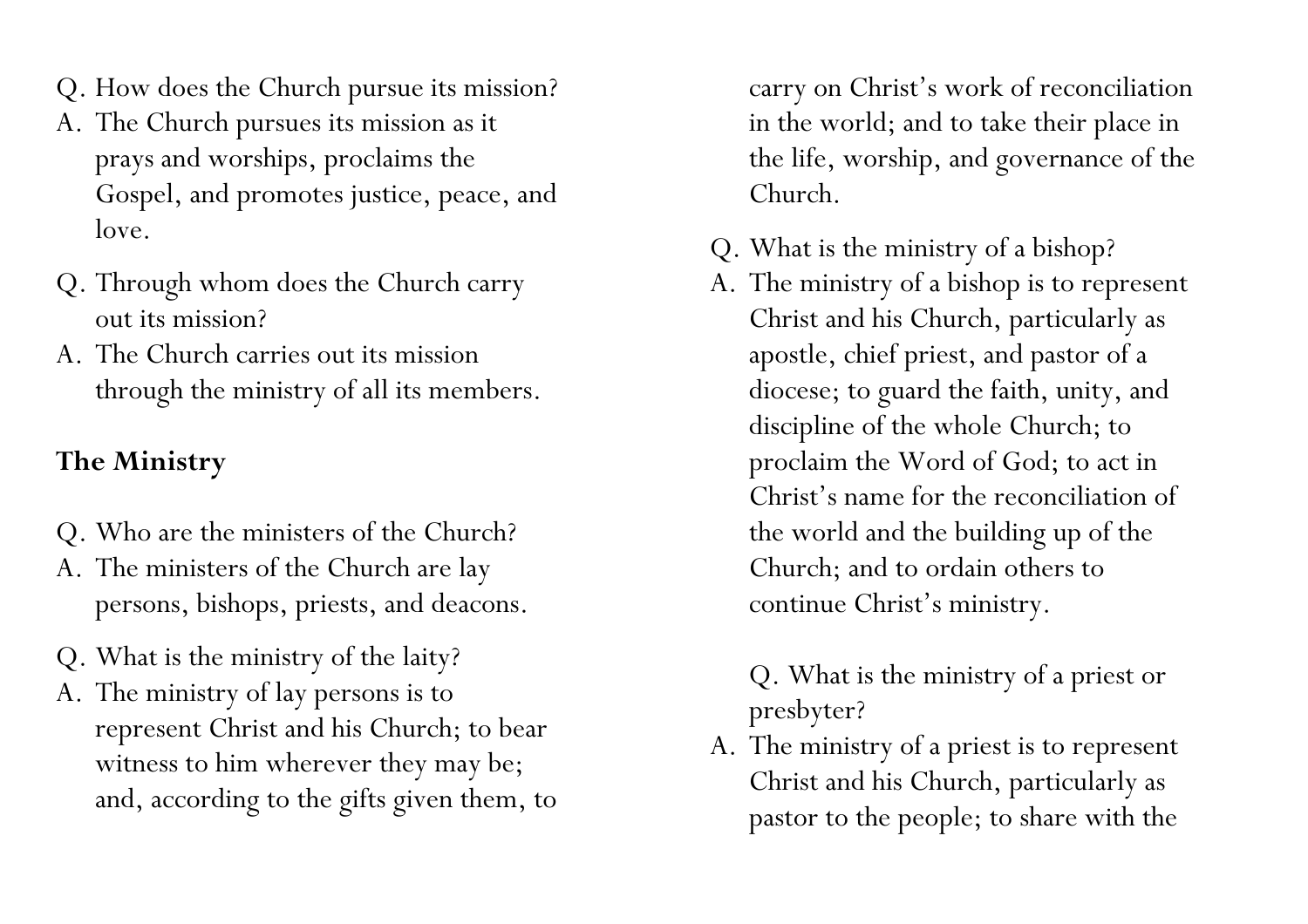Q. How does the Church pursue its mission?
A. The Church pursues its mission as it prays and worships, proclaims the Gospel, and promotes justice, peace, and love.

Q. Through whom does the Church carry out its mission?
A. The Church carries out its mission through the ministry of all its members.

**The Ministry**

Q. Who are the ministers of the Church?
A. The ministers of the Church are lay persons, bishops, priests, and deacons.

Q. What is the ministry of the laity?
A. The ministry of lay persons is to represent Christ and his Church; to bear witness to him wherever they may be; and, according to the gifts given them, to carry on Christ's work of reconciliation in the world; and to take their place in the life, worship, and governance of the Church.

Q. What is the ministry of a bishop?
A. The ministry of a bishop is to represent Christ and his Church, particularly as apostle, chief priest, and pastor of a diocese; to guard the faith, unity, and discipline of the whole Church; to proclaim the Word of God; to act in Christ's name for the reconciliation of the world and the building up of the Church; and to ordain others to continue Christ's ministry.

Q. What is the ministry of a priest or presbyter?
A. The ministry of a priest is to represent Christ and his Church, particularly as pastor to the people; to share with the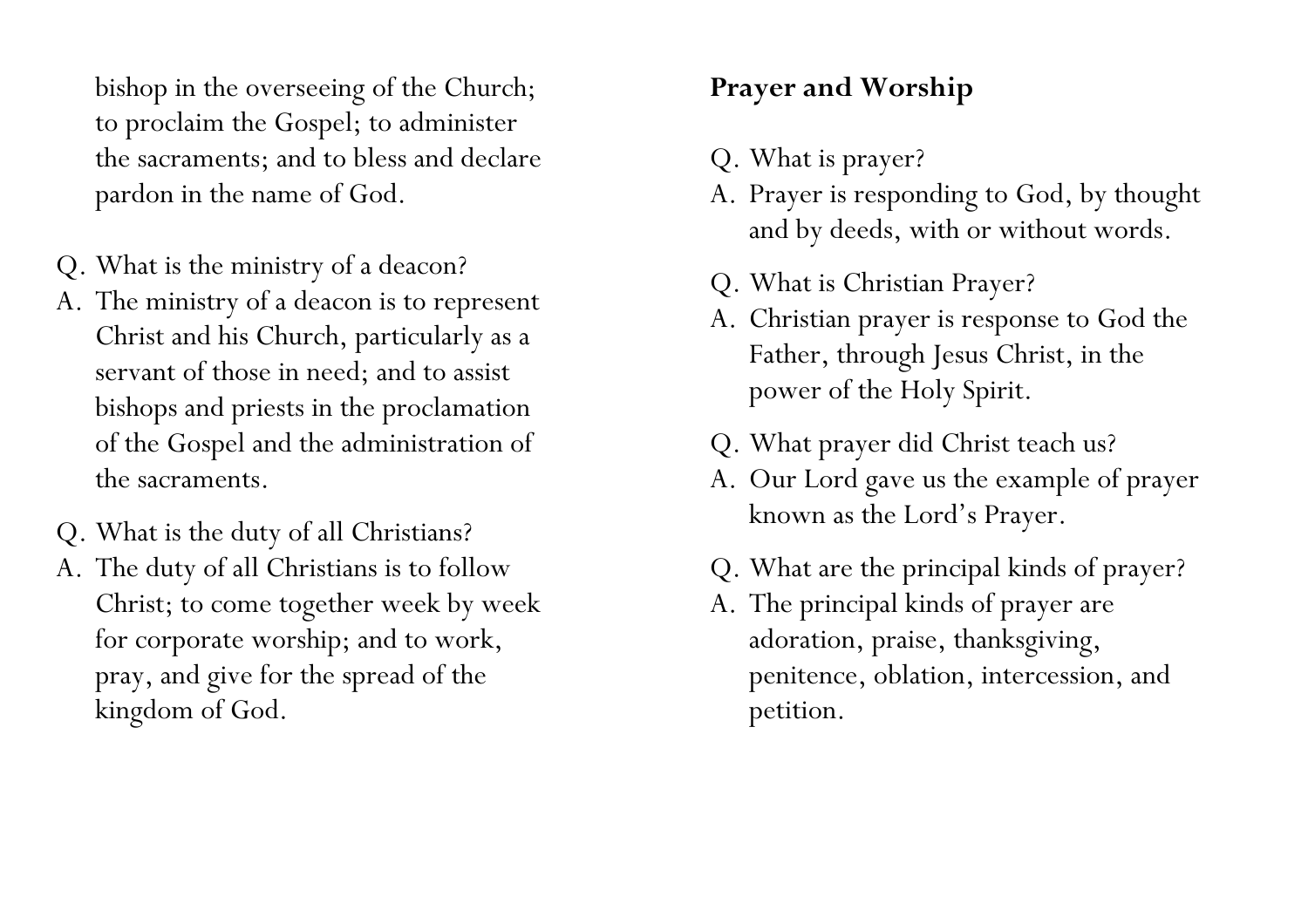bishop in the overseeing of the Church; to proclaim the Gospel; to administer the sacraments; and to bless and declare pardon in the name of God.

Q. What is the ministry of a deacon?

A. The ministry of a deacon is to represent Christ and his Church, particularly as a servant of those in need; and to assist bishops and priests in the proclamation of the Gospel and the administration of the sacraments.

Q. What is the duty of all Christians?

A. The duty of all Christians is to follow Christ; to come together week by week for corporate worship; and to work, pray, and give for the spread of the kingdom of God.

**Prayer and Worship**

Q. What is prayer?

A. Prayer is responding to God, by thought and by deeds, with or without words.

Q. What is Christian Prayer?

A. Christian prayer is response to God the Father, through Jesus Christ, in the power of the Holy Spirit.

Q. What prayer did Christ teach us?

A. Our Lord gave us the example of prayer known as the Lord's Prayer.

Q. What are the principal kinds of prayer?

A. The principal kinds of prayer are adoration, praise, thanksgiving, penitence, oblation, intercession, and petition.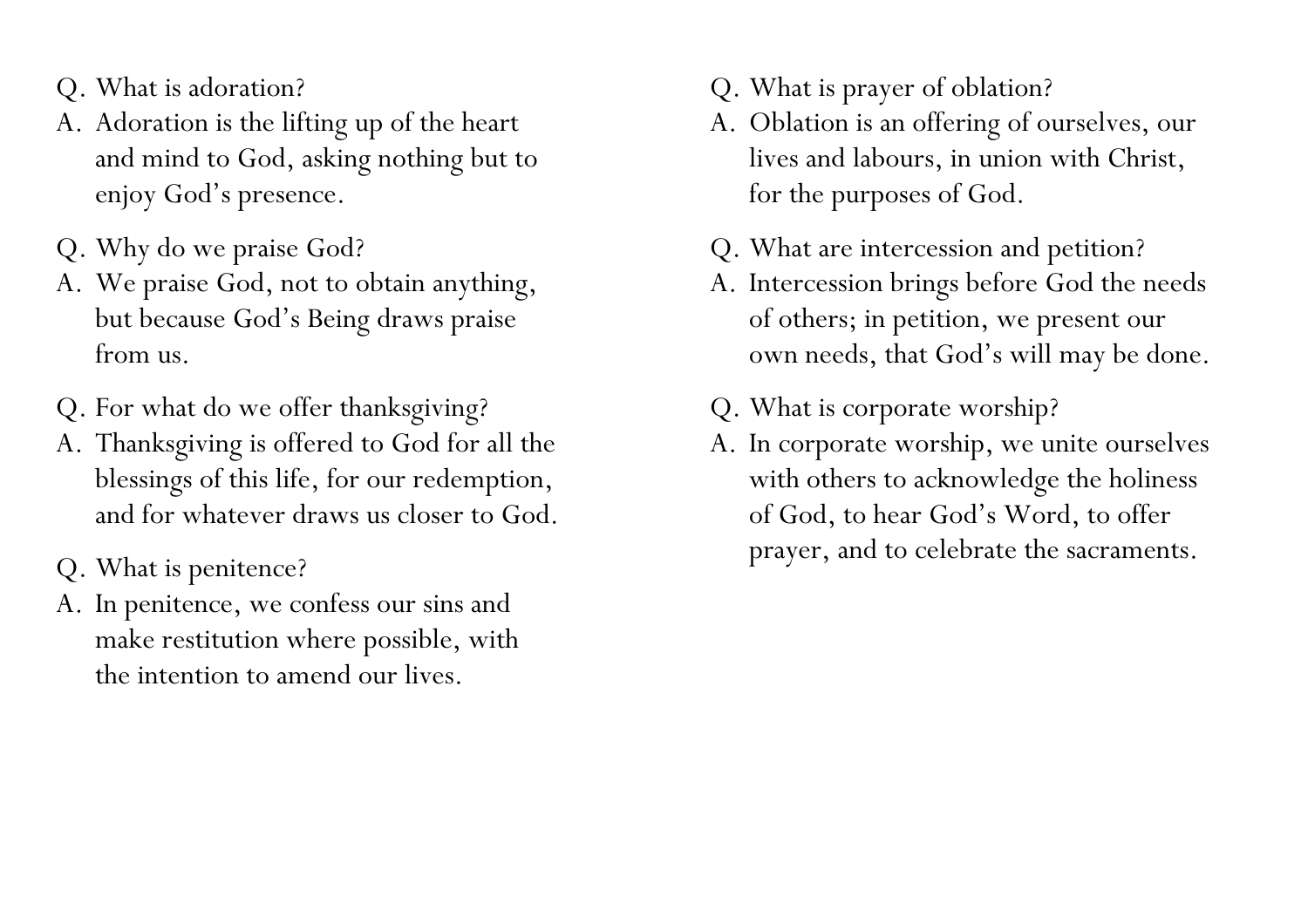Q. What is adoration?

A. Adoration is the lifting up of the heart and mind to God, asking nothing but to enjoy God's presence.

Q. Why do we praise God?

A. We praise God, not to obtain anything, but because God's Being draws praise from us.

Q. For what do we offer thanksgiving?

A. Thanksgiving is offered to God for all the blessings of this life, for our redemption, and for whatever draws us closer to God.

Q. What is penitence?

A. In penitence, we confess our sins and make restitution where possible, with the intention to amend our lives.

Q. What is prayer of oblation?

A. Oblation is an offering of ourselves, our lives and labours, in union with Christ, for the purposes of God.

Q. What are intercession and petition?

A. Intercession brings before God the needs of others; in petition, we present our own needs, that God's will may be done.

Q. What is corporate worship?

A. In corporate worship, we unite ourselves with others to acknowledge the holiness of God, to hear God's Word, to offer prayer, and to celebrate the sacraments.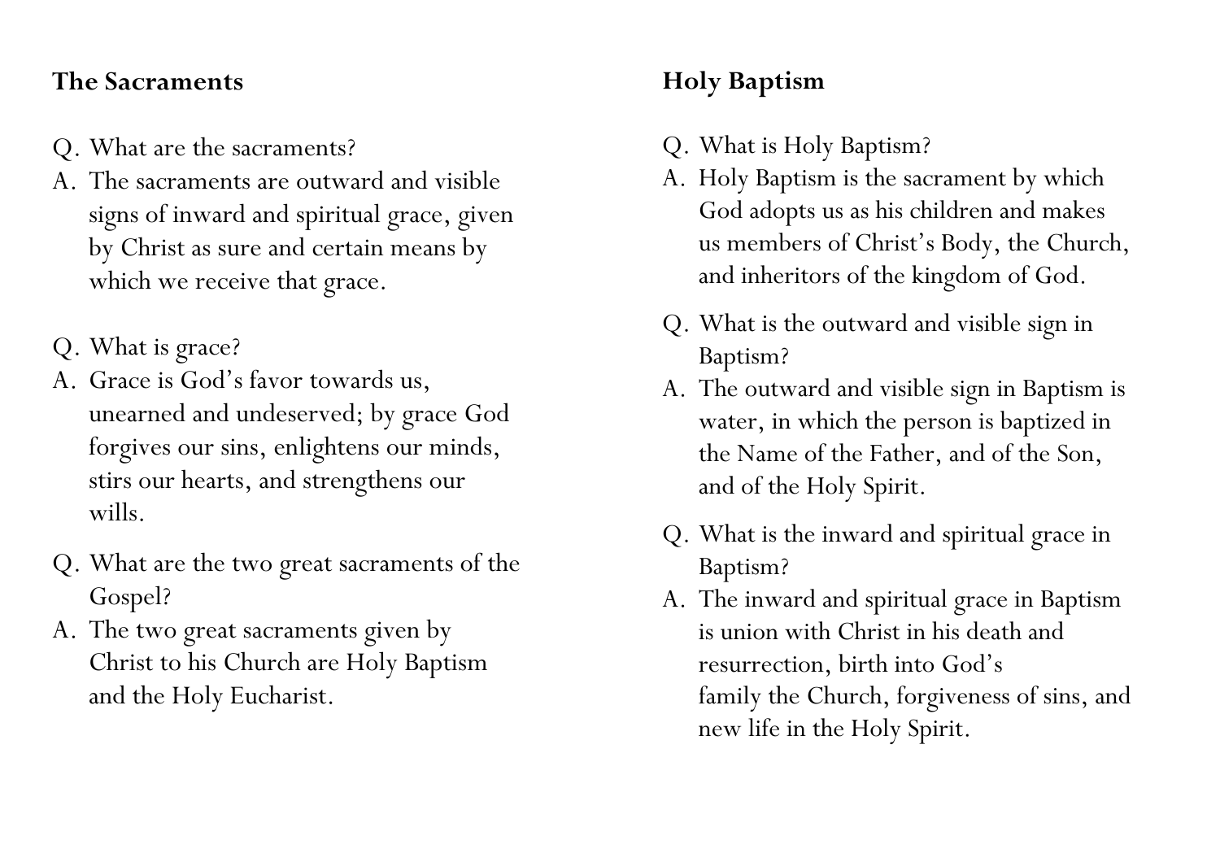## The Sacraments

Q. What are the sacraments?

A. The sacraments are outward and visible signs of inward and spiritual grace, given by Christ as sure and certain means by which we receive that grace.

Q. What is grace?

A. Grace is God's favor towards us, unearned and undeserved; by grace God forgives our sins, enlightens our minds, stirs our hearts, and strengthens our wills.

Q. What are the two great sacraments of the Gospel?

A. The two great sacraments given by Christ to his Church are Holy Baptism and the Holy Eucharist.

## Holy Baptism

Q. What is Holy Baptism?

A. Holy Baptism is the sacrament by which God adopts us as his children and makes us members of Christ's Body, the Church, and inheritors of the kingdom of God.

Q. What is the outward and visible sign in Baptism?

A. The outward and visible sign in Baptism is water, in which the person is baptized in the Name of the Father, and of the Son, and of the Holy Spirit.

Q. What is the inward and spiritual grace in Baptism?

A. The inward and spiritual grace in Baptism is union with Christ in his death and resurrection, birth into God's family the Church, forgiveness of sins, and new life in the Holy Spirit.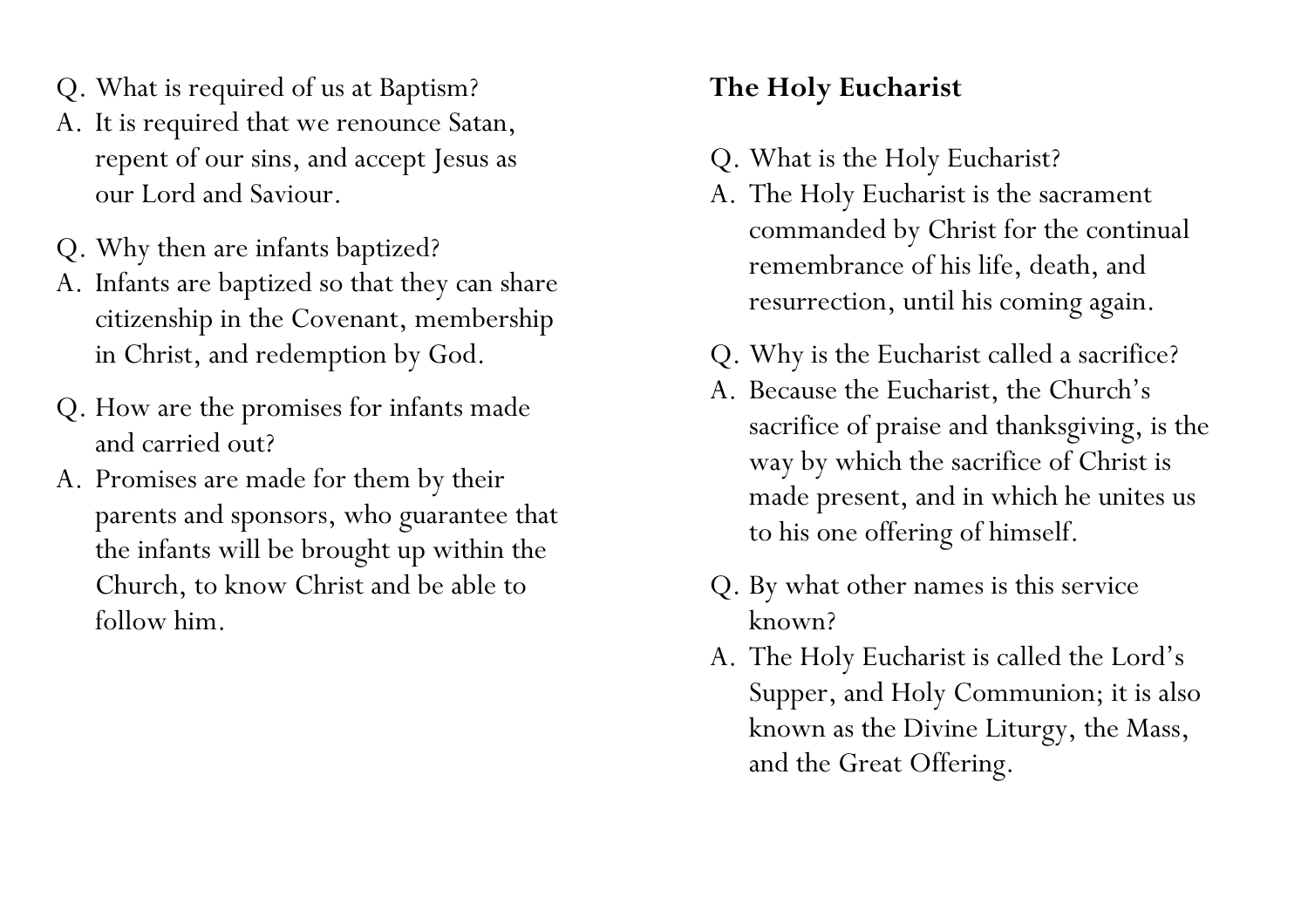Q. What is required of us at Baptism?

A. It is required that we renounce Satan, repent of our sins, and accept Jesus as our Lord and Saviour.

Q. Why then are infants baptized?

A. Infants are baptized so that they can share citizenship in the Covenant, membership in Christ, and redemption by God.

Q. How are the promises for infants made and carried out?

A. Promises are made for them by their parents and sponsors, who guarantee that the infants will be brought up within the Church, to know Christ and be able to follow him.

**The Holy Eucharist**

Q. What is the Holy Eucharist?

A. The Holy Eucharist is the sacrament commanded by Christ for the continual remembrance of his life, death, and resurrection, until his coming again.

Q. Why is the Eucharist called a sacrifice?

A. Because the Eucharist, the Church's sacrifice of praise and thanksgiving, is the way by which the sacrifice of Christ is made present, and in which he unites us to his one offering of himself.

Q. By what other names is this service known?

A. The Holy Eucharist is called the Lord's Supper, and Holy Communion; it is also known as the Divine Liturgy, the Mass, and the Great Offering.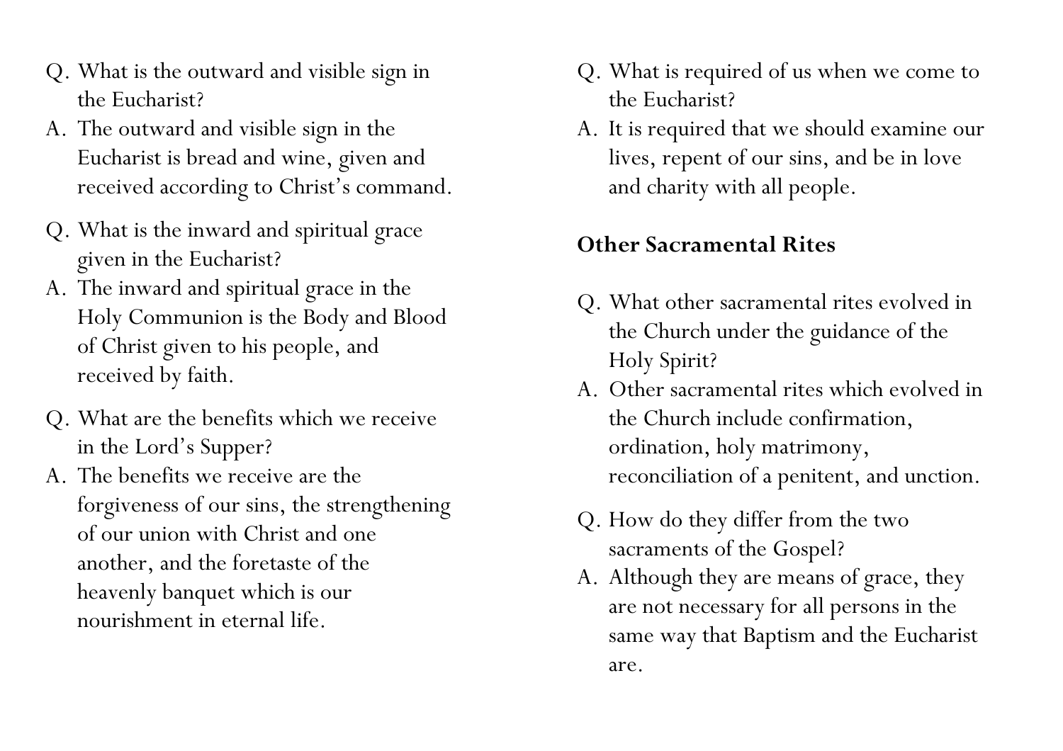Q. What is the outward and visible sign in the Eucharist?

A. The outward and visible sign in the Eucharist is bread and wine, given and received according to Christ's command.

Q. What is the inward and spiritual grace given in the Eucharist?

A. The inward and spiritual grace in the Holy Communion is the Body and Blood of Christ given to his people, and received by faith.

Q. What are the benefits which we receive in the Lord's Supper?

A. The benefits we receive are the forgiveness of our sins, the strengthening of our union with Christ and one another, and the foretaste of the heavenly banquet which is our nourishment in eternal life.

Q. What is required of us when we come to the Eucharist?

A. It is required that we should examine our lives, repent of our sins, and be in love and charity with all people.

**Other Sacramental Rites**

Q. What other sacramental rites evolved in the Church under the guidance of the Holy Spirit?

A. Other sacramental rites which evolved in the Church include confirmation, ordination, holy matrimony, reconciliation of a penitent, and unction.

Q. How do they differ from the two sacraments of the Gospel?

A. Although they are means of grace, they are not necessary for all persons in the same way that Baptism and the Eucharist are.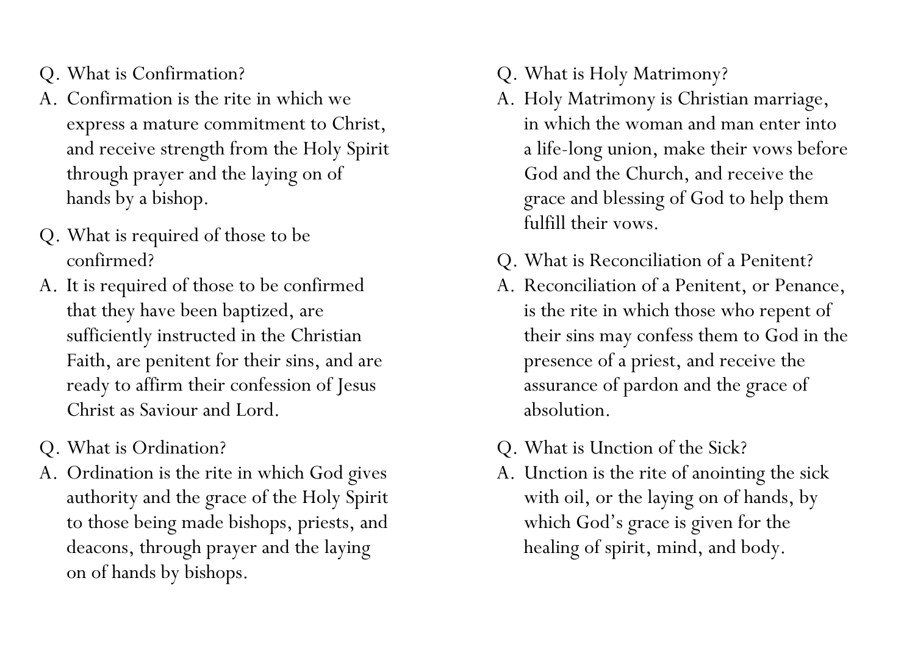Q. What is Confirmation?

A. Confirmation is the rite in which we express a mature commitment to Christ, and receive strength from the Holy Spirit through prayer and the laying on of hands by a bishop.

Q. What is required of those to be confirmed?

A. It is required of those to be confirmed that they have been baptized, are sufficiently instructed in the Christian Faith, are penitent for their sins, and are ready to affirm their confession of Jesus Christ as Saviour and Lord.

Q. What is Ordination?

A. Ordination is the rite in which God gives authority and the grace of the Holy Spirit to those being made bishops, priests, and deacons, through prayer and the laying on of hands by bishops.

Q. What is Holy Matrimony?

A. Holy Matrimony is Christian marriage, in which the woman and man enter into a life-long union, make their vows before God and the Church, and receive the grace and blessing of God to help them fulfill their vows.

Q. What is Reconciliation of a Penitent?

A. Reconciliation of a Penitent, or Penance, is the rite in which those who repent of their sins may confess them to God in the presence of a priest, and receive the assurance of pardon and the grace of absolution.

Q. What is Unction of the Sick?

A. Unction is the rite of anointing the sick with oil, or the laying on of hands, by which God's grace is given for the healing of spirit, mind, and body.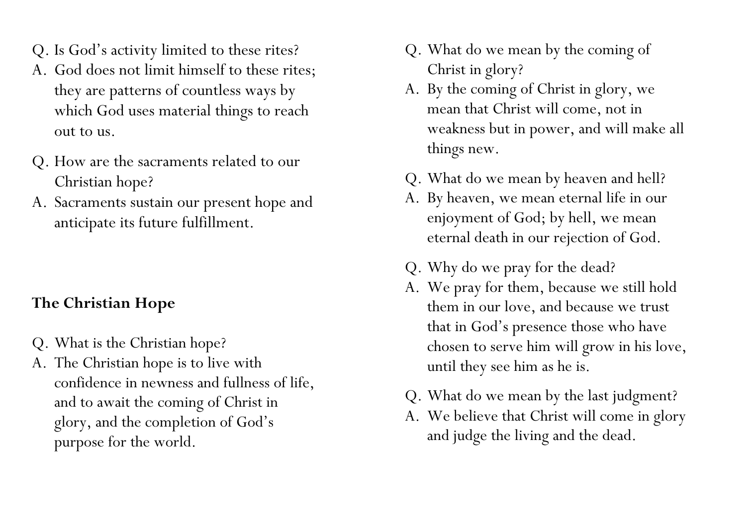Q. Is God's activity limited to these rites?

A. God does not limit himself to these rites; they are patterns of countless ways by which God uses material things to reach out to us.

Q. How are the sacraments related to our Christian hope?

A. Sacraments sustain our present hope and anticipate its future fulfillment.

## The Christian Hope

Q. What is the Christian hope?

A. The Christian hope is to live with confidence in newness and fullness of life, and to await the coming of Christ in glory, and the completion of God's purpose for the world.

Q. What do we mean by the coming of Christ in glory?

A. By the coming of Christ in glory, we mean that Christ will come, not in weakness but in power, and will make all things new.

Q. What do we mean by heaven and hell?

A. By heaven, we mean eternal life in our enjoyment of God; by hell, we mean eternal death in our rejection of God.

Q. Why do we pray for the dead?

A. We pray for them, because we still hold them in our love, and because we trust that in God's presence those who have chosen to serve him will grow in his love, until they see him as he is.

Q. What do we mean by the last judgment?

A. We believe that Christ will come in glory and judge the living and the dead.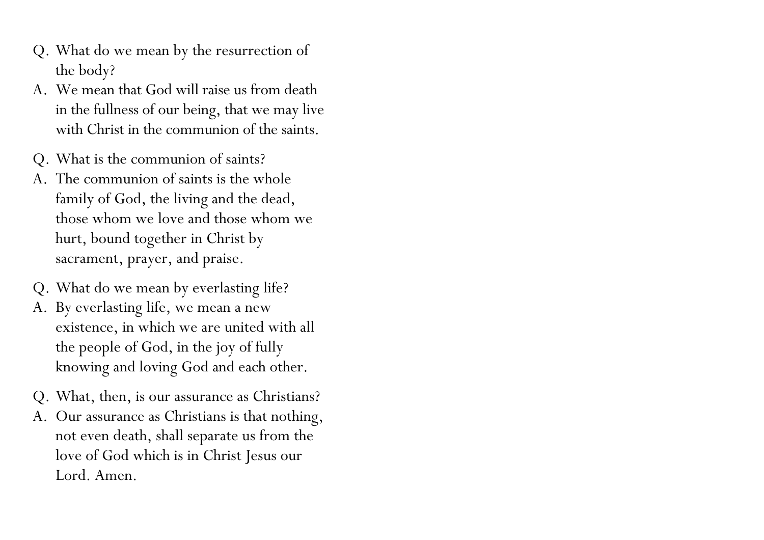Q. What do we mean by the resurrection of the body?

A. We mean that God will raise us from death in the fullness of our being, that we may live with Christ in the communion of the saints.

Q. What is the communion of saints?

A. The communion of saints is the whole family of God, the living and the dead, those whom we love and those whom we hurt, bound together in Christ by sacrament, prayer, and praise.

Q. What do we mean by everlasting life?

A. By everlasting life, we mean a new existence, in which we are united with all the people of God, in the joy of fully knowing and loving God and each other.

Q. What, then, is our assurance as Christians?

A. Our assurance as Christians is that nothing, not even death, shall separate us from the love of God which is in Christ Jesus our Lord. Amen.